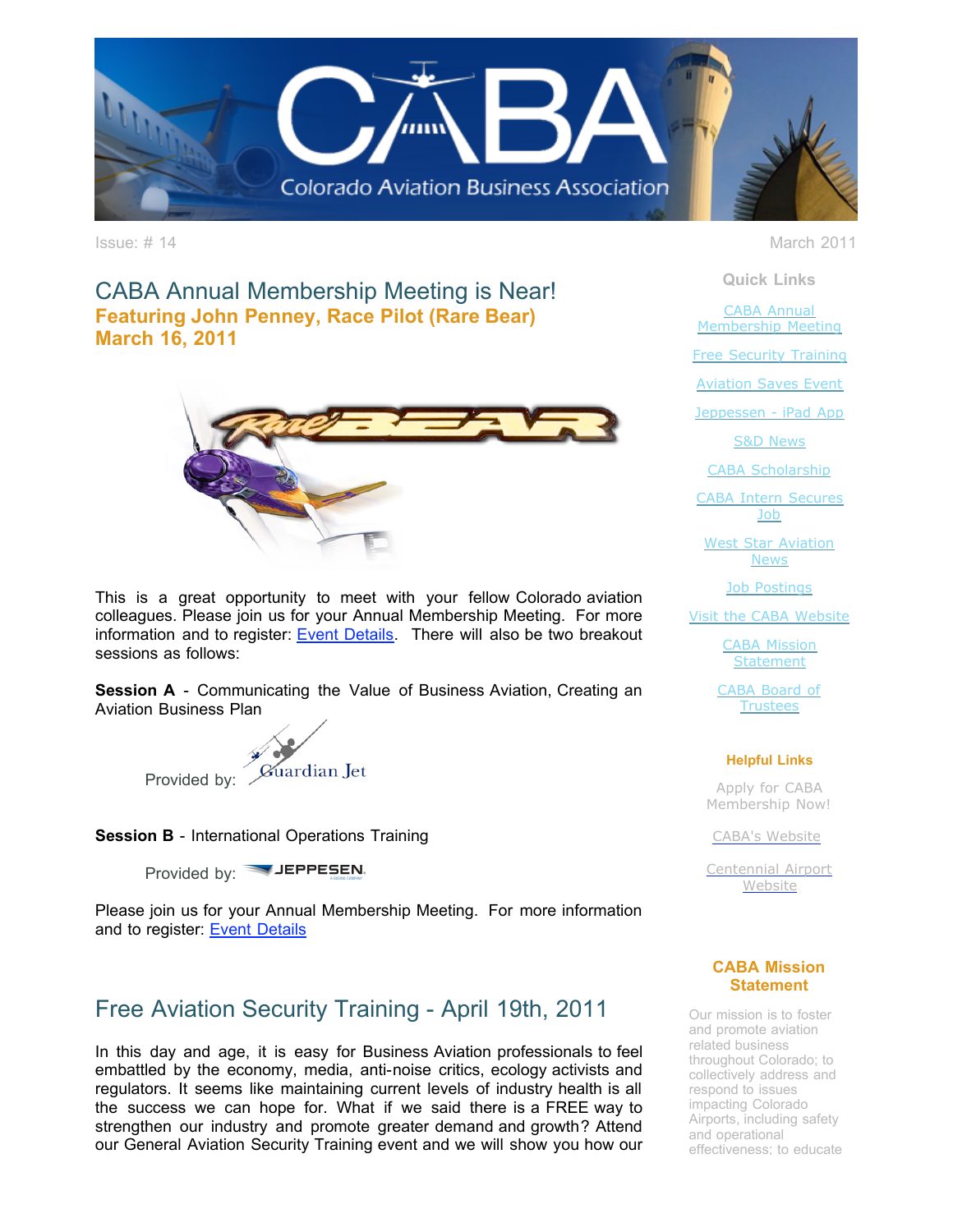# CABA - Colorado Aviation Business Association

Issue: # 14

March 2011

## CABA Annual Membership Meeting is Near!

### Featuring John Penney, Race Pilot (Rare Bear)

### March 16, 2011

This is a great opportunity to meet with your fellow Colorado aviation colleagues. Please join us for your Annual Membership Meeting. For more information and to register: Event Details. There will also be two breakout sessions as follows:

**Session A** - Communicating the Value of Business Aviation, Creating an Aviation Business Plan

Provided by: Guardian Jet

**Session B** - International Operations Training

Provided by: JEPPESEN

Please join us for your Annual Membership Meeting. For more information and to register: Event Details

## Free Aviation Security Training - April 19th, 2011

In this day and age, it is easy for Business Aviation professionals to feel embattled by the economy, media, anti-noise critics, ecology activists and regulators. It seems like maintaining current levels of industry health is all the success we can hope for. What if we said there is a FREE way to strengthen our industry and promote greater demand and growth? Attend our General Aviation Security Training event and we will show you how our

**Quick Links**

- CABA Annual Membership Meeting
- Free Security Training
- Aviation Saves Event
- Jeppessen - iPad App
- S&D News
- CABA Scholarship
- CABA Intern Secures Job
- West Star Aviation News
- Job Postings
- Visit the CABA Website
- CABA Mission Statement
- CABA Board of Trustees

**Helpful Links**

- Apply for CABA Membership Now!
- CABA's Website
- Centennial Airport Website

**CABA Mission Statement**

Our mission is to foster and promote aviation related business throughout Colorado; to collectively address and respond to issues impacting Colorado Airports, including safety and operational effectiveness; to educate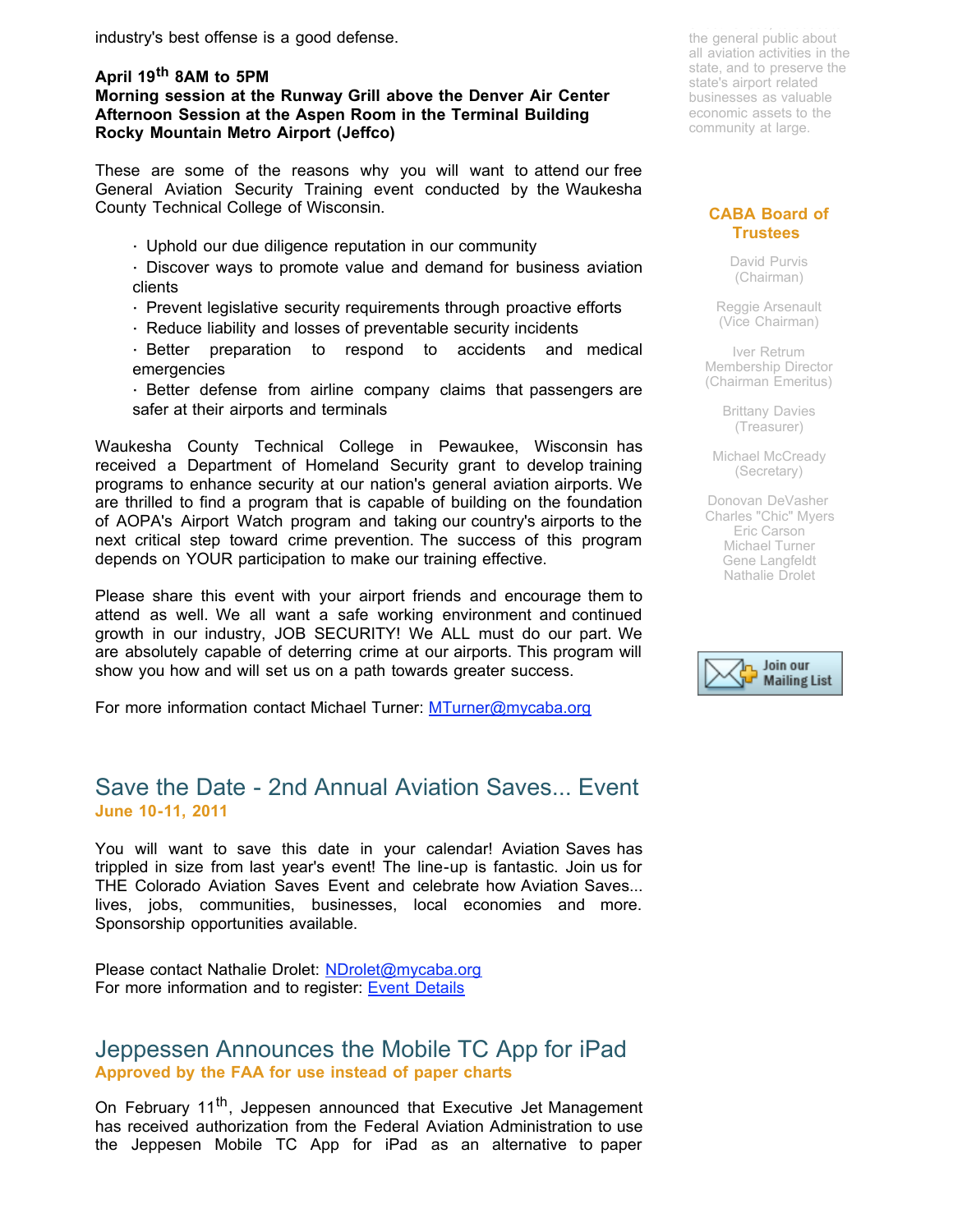industry's best offense is a good defense.

**April 19th 8AM to 5PM**
**Morning session at the Runway Grill above the Denver Air Center**
**Afternoon Session at the Aspen Room in the Terminal Building**
**Rocky Mountain Metro Airport (Jeffco)**

These are some of the reasons why you will want to attend our free General Aviation Security Training event conducted by the Waukesha County Technical College of Wisconsin.

- Uphold our due diligence reputation in our community
- Discover ways to promote value and demand for business aviation clients
- Prevent legislative security requirements through proactive efforts
- Reduce liability and losses of preventable security incidents
- Better preparation to respond to accidents and medical emergencies
- Better defense from airline company claims that passengers are safer at their airports and terminals

Waukesha County Technical College in Pewaukee, Wisconsin has received a Department of Homeland Security grant to develop training programs to enhance security at our nation's general aviation airports. We are thrilled to find a program that is capable of building on the foundation of AOPA's Airport Watch program and taking our country's airports to the next critical step toward crime prevention. The success of this program depends on YOUR participation to make our training effective.

Please share this event with your airport friends and encourage them to attend as well. We all want a safe working environment and continued growth in our industry, JOB SECURITY! We ALL must do our part. We are absolutely capable of deterring crime at our airports. This program will show you how and will set us on a path towards greater success.

For more information contact Michael Turner: [MTurner@mycaba.org](mailto:MTurner@mycaba.org)

## Save the Date - 2nd Annual Aviation Saves... Event

**June 10-11, 2011**

You will want to save this date in your calendar! Aviation Saves has trippled in size from last year's event! The line-up is fantastic. Join us for THE Colorado Aviation Saves Event and celebrate how Aviation Saves... lives, jobs, communities, businesses, local economies and more. Sponsorship opportunities available.

Please contact Nathalie Drolet: [NDrolet@mycaba.org](mailto:NDrolet@mycaba.org)
For more information and to register: Event Details

## Jeppessen Announces the Mobile TC App for iPad

**Approved by the FAA for use instead of paper charts**

On February 11th, Jeppesen announced that Executive Jet Management has received authorization from the Federal Aviation Administration to use the Jeppesen Mobile TC App for iPad as an alternative to paper

the general public about all aviation activities in the state, and to preserve the state's airport related businesses as valuable economic assets to the community at large.

### CABA Board of Trustees

David Purvis
(Chairman)

Reggie Arsenault
(Vice Chairman)

Iver Retrum
Membership Director
(Chairman Emeritus)

Brittany Davies
(Treasurer)

Michael McCready
(Secretary)

Donovan DeVasher
Charles "Chic" Myers
Eric Carson
Michael Turner
Gene Langfeldt
Nathalie Drolet

Join our Mailing List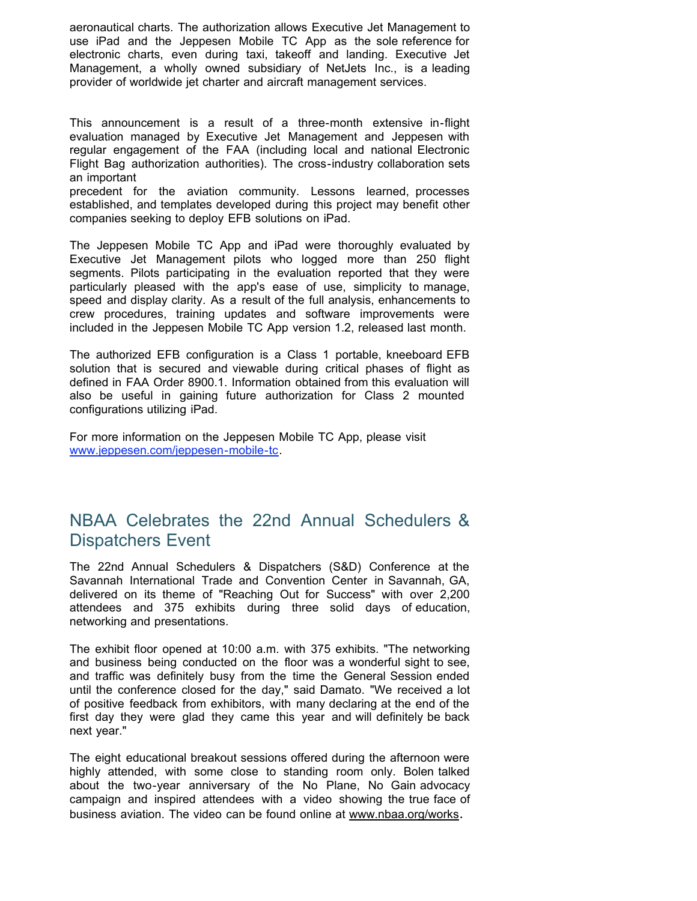aeronautical charts. The authorization allows Executive Jet Management to use iPad and the Jeppesen Mobile TC App as the sole reference for electronic charts, even during taxi, takeoff and landing. Executive Jet Management, a wholly owned subsidiary of NetJets Inc., is a leading provider of worldwide jet charter and aircraft management services.

This announcement is a result of a three-month extensive in-flight evaluation managed by Executive Jet Management and Jeppesen with regular engagement of the FAA (including local and national Electronic Flight Bag authorization authorities). The cross-industry collaboration sets an important precedent for the aviation community. Lessons learned, processes established, and templates developed during this project may benefit other companies seeking to deploy EFB solutions on iPad.

The Jeppesen Mobile TC App and iPad were thoroughly evaluated by Executive Jet Management pilots who logged more than 250 flight segments. Pilots participating in the evaluation reported that they were particularly pleased with the app's ease of use, simplicity to manage, speed and display clarity. As a result of the full analysis, enhancements to crew procedures, training updates and software improvements were included in the Jeppesen Mobile TC App version 1.2, released last month.

The authorized EFB configuration is a Class 1 portable, kneeboard EFB solution that is secured and viewable during critical phases of flight as defined in FAA Order 8900.1. Information obtained from this evaluation will also be useful in gaining future authorization for Class 2 mounted configurations utilizing iPad.

For more information on the Jeppesen Mobile TC App, please visit [www.jeppesen.com/jeppesen-mobile-tc](www.jeppesen.com/jeppesen-mobile-tc).

## NBAA Celebrates the 22nd Annual Schedulers & Dispatchers Event

The 22nd Annual Schedulers & Dispatchers (S&D) Conference at the Savannah International Trade and Convention Center in Savannah, GA, delivered on its theme of "Reaching Out for Success" with over 2,200 attendees and 375 exhibits during three solid days of education, networking and presentations.

The exhibit floor opened at 10:00 a.m. with 375 exhibits. "The networking and business being conducted on the floor was a wonderful sight to see, and traffic was definitely busy from the time the General Session ended until the conference closed for the day," said Damato. "We received a lot of positive feedback from exhibitors, with many declaring at the end of the first day they were glad they came this year and will definitely be back next year."

The eight educational breakout sessions offered during the afternoon were highly attended, with some close to standing room only. Bolen talked about the two-year anniversary of the No Plane, No Gain advocacy campaign and inspired attendees with a video showing the true face of business aviation. The video can be found online at www.nbaa.org/works.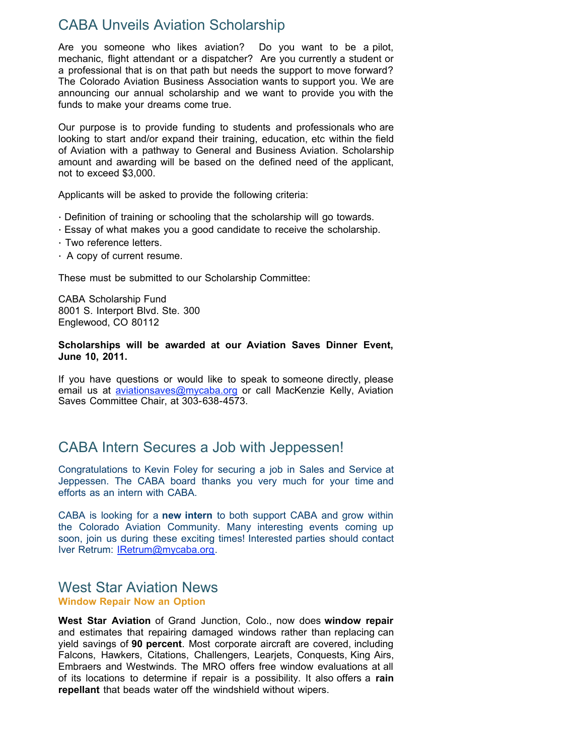## CABA Unveils Aviation Scholarship

Are you someone who likes aviation? Do you want to be a pilot, mechanic, flight attendant or a dispatcher? Are you currently a student or a professional that is on that path but needs the support to move forward? The Colorado Aviation Business Association wants to support you. We are announcing our annual scholarship and we want to provide you with the funds to make your dreams come true.

Our purpose is to provide funding to students and professionals who are looking to start and/or expand their training, education, etc within the field of Aviation with a pathway to General and Business Aviation. Scholarship amount and awarding will be based on the defined need of the applicant, not to exceed $3,000.

Applicants will be asked to provide the following criteria:

- Definition of training or schooling that the scholarship will go towards.
- Essay of what makes you a good candidate to receive the scholarship.
- Two reference letters.
- A copy of current resume.

These must be submitted to our Scholarship Committee:

CABA Scholarship Fund
8001 S. Interport Blvd. Ste. 300
Englewood, CO 80112

**Scholarships will be awarded at our Aviation Saves Dinner Event, June 10, 2011.**

If you have questions or would like to speak to someone directly, please email us at aviationsaves@mycaba.org or call MacKenzie Kelly, Aviation Saves Committee Chair, at 303-638-4573.

## CABA Intern Secures a Job with Jeppessen!

Congratulations to Kevin Foley for securing a job in Sales and Service at Jeppessen. The CABA board thanks you very much for your time and efforts as an intern with CABA.

CABA is looking for a **new intern** to both support CABA and grow within the Colorado Aviation Community. Many interesting events coming up soon, join us during these exciting times! Interested parties should contact Iver Retrum: IRetrum@mycaba.org.

## West Star Aviation News

### Window Repair Now an Option

**West Star Aviation** of Grand Junction, Colo., now does **window repair** and estimates that repairing damaged windows rather than replacing can yield savings of **90 percent**. Most corporate aircraft are covered, including Falcons, Hawkers, Citations, Challengers, Learjets, Conquests, King Airs, Embraers and Westwinds. The MRO offers free window evaluations at all of its locations to determine if repair is a possibility. It also offers a **rain repellant** that beads water off the windshield without wipers.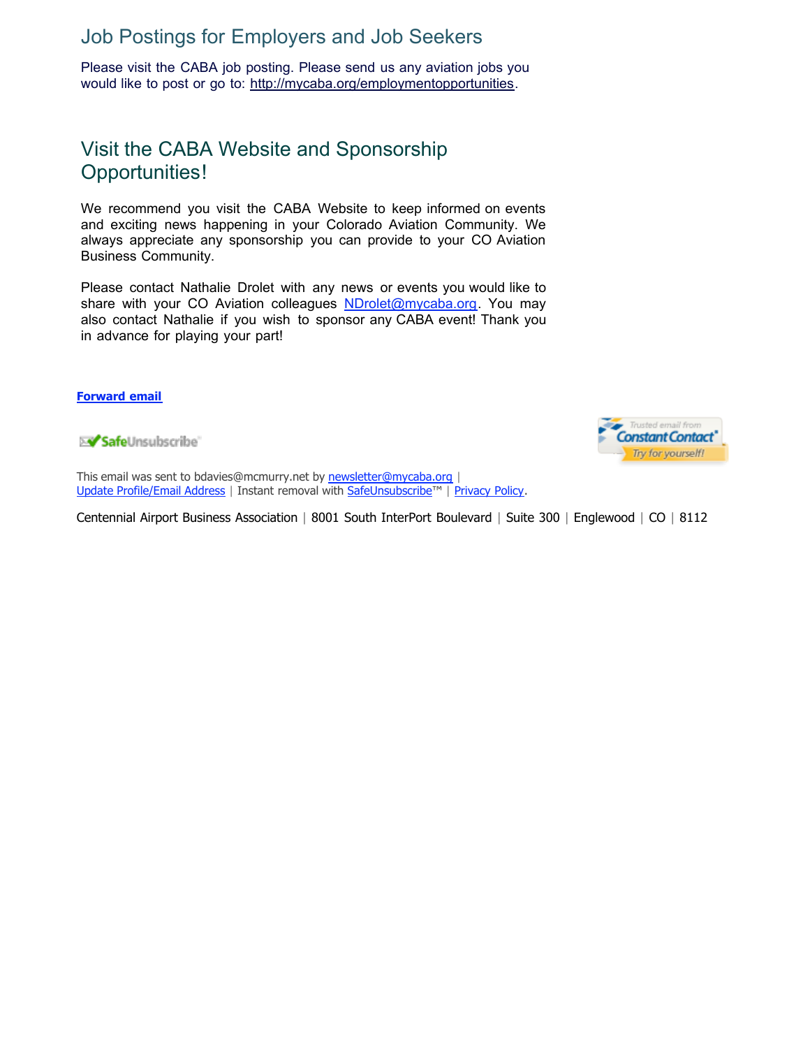## Job Postings for Employers and Job Seekers

Please visit the CABA job posting. Please send us any aviation jobs you would like to post or go to: http://mycaba.org/employmentopportunities.

## Visit the CABA Website and Sponsorship Opportunities!

We recommend you visit the CABA Website to keep informed on events and exciting news happening in your Colorado Aviation Community. We always appreciate any sponsorship you can provide to your CO Aviation Business Community.

Please contact Nathalie Drolet with any news or events you would like to share with your CO Aviation colleagues NDrolet@mycaba.org. You may also contact Nathalie if you wish to sponsor any CABA event! Thank you in advance for playing your part!

**Forward email**

SafeUnsubscribe

Trusted email from Constant Contact® Try for yourself!

This email was sent to bdavies@mcmurry.net by newsletter@mycaba.org | Update Profile/Email Address | Instant removal with SafeUnsubscribe™ | Privacy Policy.

Centennial Airport Business Association | 8001 South InterPort Boulevard | Suite 300 | Englewood | CO | 8112